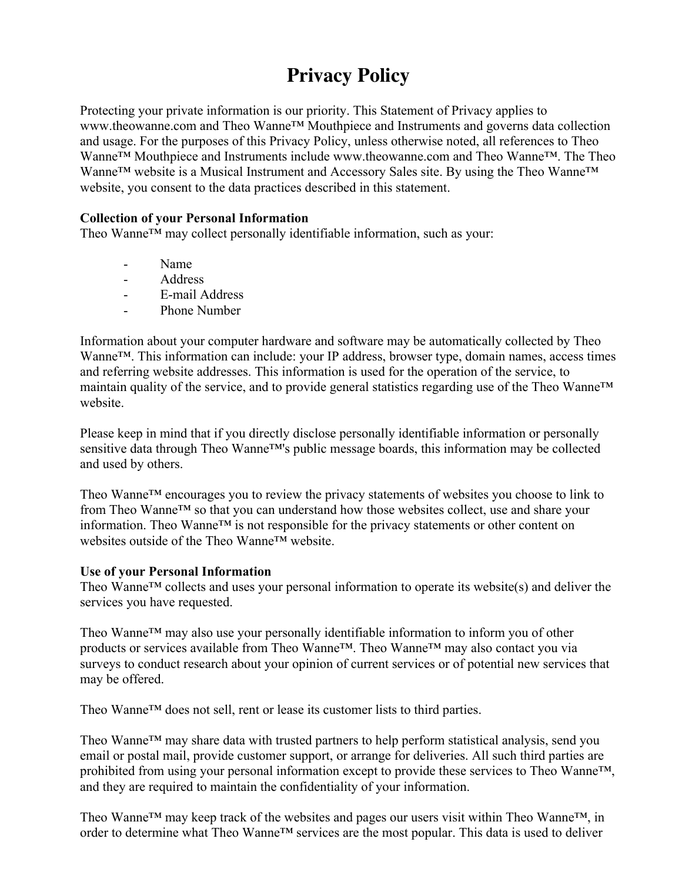# Privacy Policy

Protecting your private information is our priority. This Statement of Privacy applies to www.theowanne.com and Theo Wanne™ Mouthpiece and Instruments and governs data collection and usage. For the purposes of this Privacy Policy, unless otherwise noted, all references to Theo Wanne™ Mouthpiece and Instruments include www.theowanne.com and Theo Wanne™. The Theo Wanne™ website is a Musical Instrument and Accessory Sales site. By using the Theo Wanne™ website, you consent to the data practices described in this statement.

**Collection of your Personal Information**
Theo Wanne™ may collect personally identifiable information, such as your:

- Name
- Address
- E-mail Address
- Phone Number

Information about your computer hardware and software may be automatically collected by Theo Wanne™. This information can include: your IP address, browser type, domain names, access times and referring website addresses. This information is used for the operation of the service, to maintain quality of the service, and to provide general statistics regarding use of the Theo Wanne™ website.

Please keep in mind that if you directly disclose personally identifiable information or personally sensitive data through Theo Wanne™'s public message boards, this information may be collected and used by others.

Theo Wanne™ encourages you to review the privacy statements of websites you choose to link to from Theo Wanne™ so that you can understand how those websites collect, use and share your information. Theo Wanne™ is not responsible for the privacy statements or other content on websites outside of the Theo Wanne™ website.

**Use of your Personal Information**
Theo Wanne™ collects and uses your personal information to operate its website(s) and deliver the services you have requested.

Theo Wanne™ may also use your personally identifiable information to inform you of other products or services available from Theo Wanne™. Theo Wanne™ may also contact you via surveys to conduct research about your opinion of current services or of potential new services that may be offered.

Theo Wanne™ does not sell, rent or lease its customer lists to third parties.

Theo Wanne™ may share data with trusted partners to help perform statistical analysis, send you email or postal mail, provide customer support, or arrange for deliveries. All such third parties are prohibited from using your personal information except to provide these services to Theo Wanne™, and they are required to maintain the confidentiality of your information.

Theo Wanne™ may keep track of the websites and pages our users visit within Theo Wanne™, in order to determine what Theo Wanne™ services are the most popular. This data is used to deliver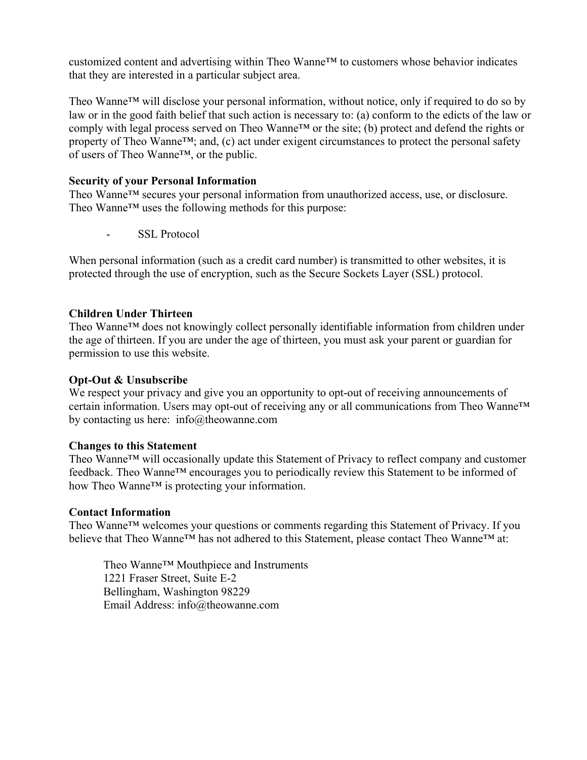customized content and advertising within Theo Wanne™ to customers whose behavior indicates that they are interested in a particular subject area.

Theo Wanne™ will disclose your personal information, without notice, only if required to do so by law or in the good faith belief that such action is necessary to: (a) conform to the edicts of the law or comply with legal process served on Theo Wanne™ or the site; (b) protect and defend the rights or property of Theo Wanne™; and, (c) act under exigent circumstances to protect the personal safety of users of Theo Wanne™, or the public.

**Security of your Personal Information**
Theo Wanne™ secures your personal information from unauthorized access, use, or disclosure. Theo Wanne™ uses the following methods for this purpose:

- SSL Protocol

When personal information (such as a credit card number) is transmitted to other websites, it is protected through the use of encryption, such as the Secure Sockets Layer (SSL) protocol.

**Children Under Thirteen**
Theo Wanne™ does not knowingly collect personally identifiable information from children under the age of thirteen. If you are under the age of thirteen, you must ask your parent or guardian for permission to use this website.

**Opt-Out & Unsubscribe**
We respect your privacy and give you an opportunity to opt-out of receiving announcements of certain information. Users may opt-out of receiving any or all communications from Theo Wanne™ by contacting us here: info@theowanne.com

**Changes to this Statement**
Theo Wanne™ will occasionally update this Statement of Privacy to reflect company and customer feedback. Theo Wanne™ encourages you to periodically review this Statement to be informed of how Theo Wanne™ is protecting your information.

**Contact Information**
Theo Wanne™ welcomes your questions or comments regarding this Statement of Privacy. If you believe that Theo Wanne™ has not adhered to this Statement, please contact Theo Wanne™ at:

Theo Wanne™ Mouthpiece and Instruments
1221 Fraser Street, Suite E-2
Bellingham, Washington 98229
Email Address: info@theowanne.com